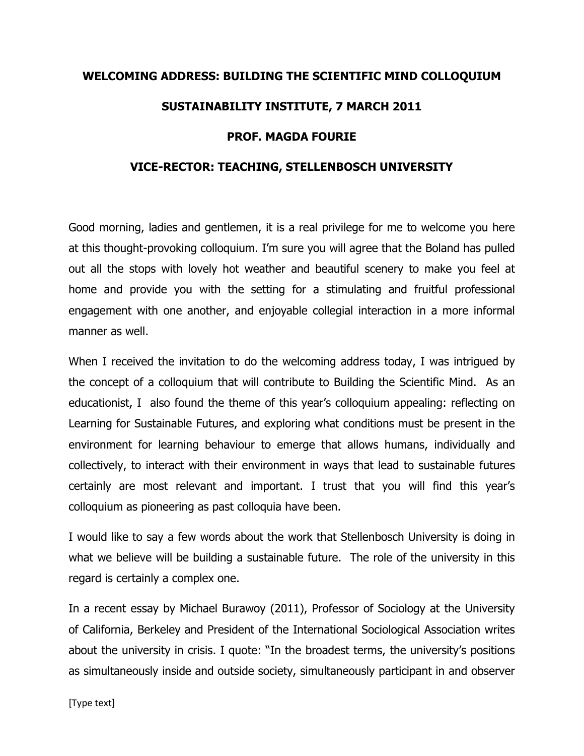**WELCOMING ADDRESS: BUILDING THE SCIENTIFIC MIND COLLOQUIUM**

**SUSTAINABILITY INSTITUTE, 7 MARCH 2011**

**PROF. MAGDA FOURIE**

**VICE-RECTOR: TEACHING, STELLENBOSCH UNIVERSITY**

Good morning, ladies and gentlemen, it is a real privilege for me to welcome you here at this thought-provoking colloquium. I'm sure you will agree that the Boland has pulled out all the stops with lovely hot weather and beautiful scenery to make you feel at home and provide you with the setting for a stimulating and fruitful professional engagement with one another, and enjoyable collegial interaction in a more informal manner as well.

When I received the invitation to do the welcoming address today, I was intrigued by the concept of a colloquium that will contribute to Building the Scientific Mind. As an educationist, I also found the theme of this year's colloquium appealing: reflecting on Learning for Sustainable Futures, and exploring what conditions must be present in the environment for learning behaviour to emerge that allows humans, individually and collectively, to interact with their environment in ways that lead to sustainable futures certainly are most relevant and important. I trust that you will find this year's colloquium as pioneering as past colloquia have been.

I would like to say a few words about the work that Stellenbosch University is doing in what we believe will be building a sustainable future. The role of the university in this regard is certainly a complex one.

In a recent essay by Michael Burawoy (2011), Professor of Sociology at the University of California, Berkeley and President of the International Sociological Association writes about the university in crisis. I quote: "In the broadest terms, the university's positions as simultaneously inside and outside society, simultaneously participant in and observer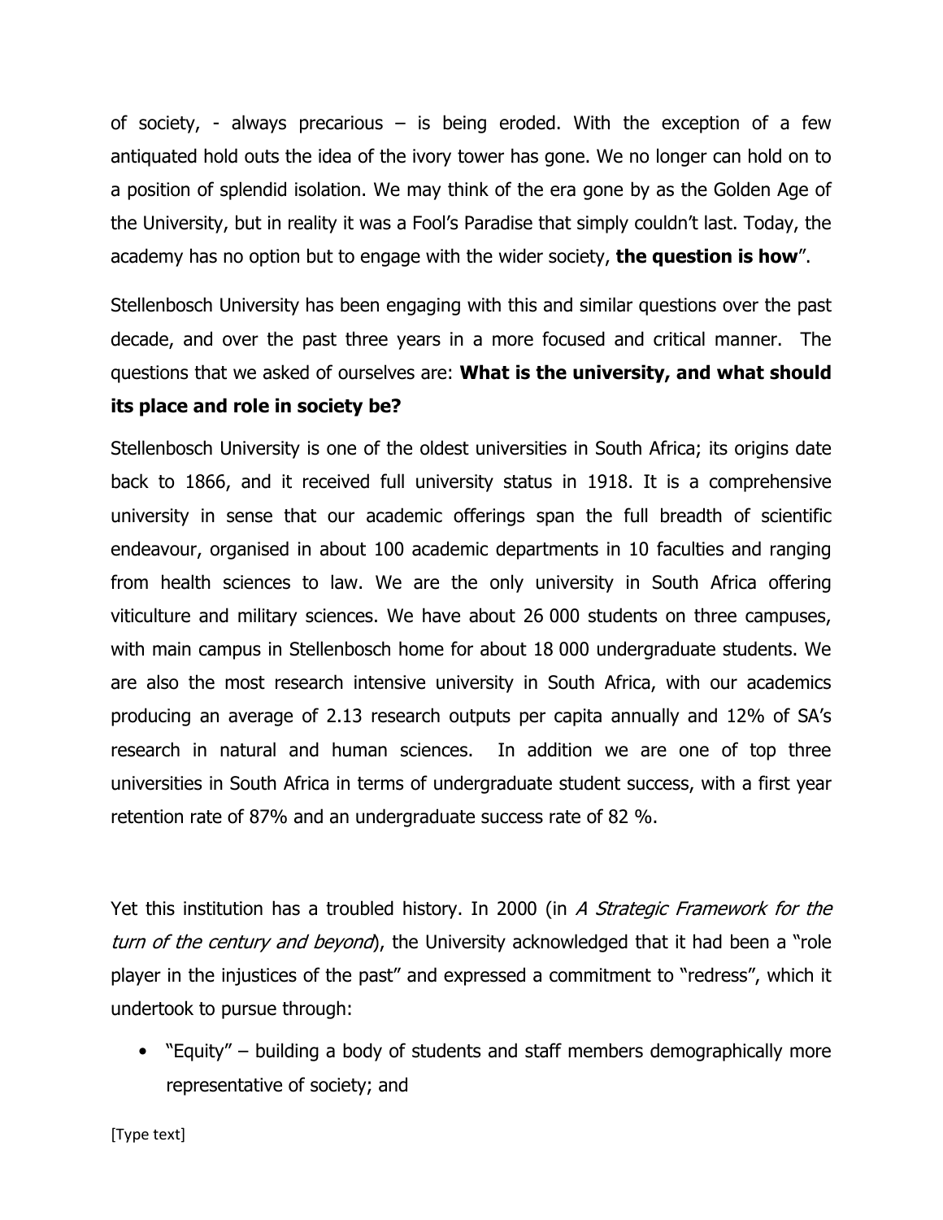of society, - always precarious – is being eroded. With the exception of a few antiquated hold outs the idea of the ivory tower has gone. We no longer can hold on to a position of splendid isolation. We may think of the era gone by as the Golden Age of the University, but in reality it was a Fool's Paradise that simply couldn't last. Today, the academy has no option but to engage with the wider society, **the question is how**".

Stellenbosch University has been engaging with this and similar questions over the past decade, and over the past three years in a more focused and critical manner. The questions that we asked of ourselves are: **What is the university, and what should its place and role in society be?**

Stellenbosch University is one of the oldest universities in South Africa; its origins date back to 1866, and it received full university status in 1918. It is a comprehensive university in sense that our academic offerings span the full breadth of scientific endeavour, organised in about 100 academic departments in 10 faculties and ranging from health sciences to law. We are the only university in South Africa offering viticulture and military sciences. We have about 26 000 students on three campuses, with main campus in Stellenbosch home for about 18 000 undergraduate students. We are also the most research intensive university in South Africa, with our academics producing an average of 2.13 research outputs per capita annually and 12% of SA's research in natural and human sciences. In addition we are one of top three universities in South Africa in terms of undergraduate student success, with a first year retention rate of 87% and an undergraduate success rate of 82 %.

Yet this institution has a troubled history. In 2000 (in *A Strategic Framework for the turn of the century and beyond*), the University acknowledged that it had been a "role player in the injustices of the past" and expressed a commitment to "redress", which it undertook to pursue through:

- "Equity" – building a body of students and staff members demographically more representative of society; and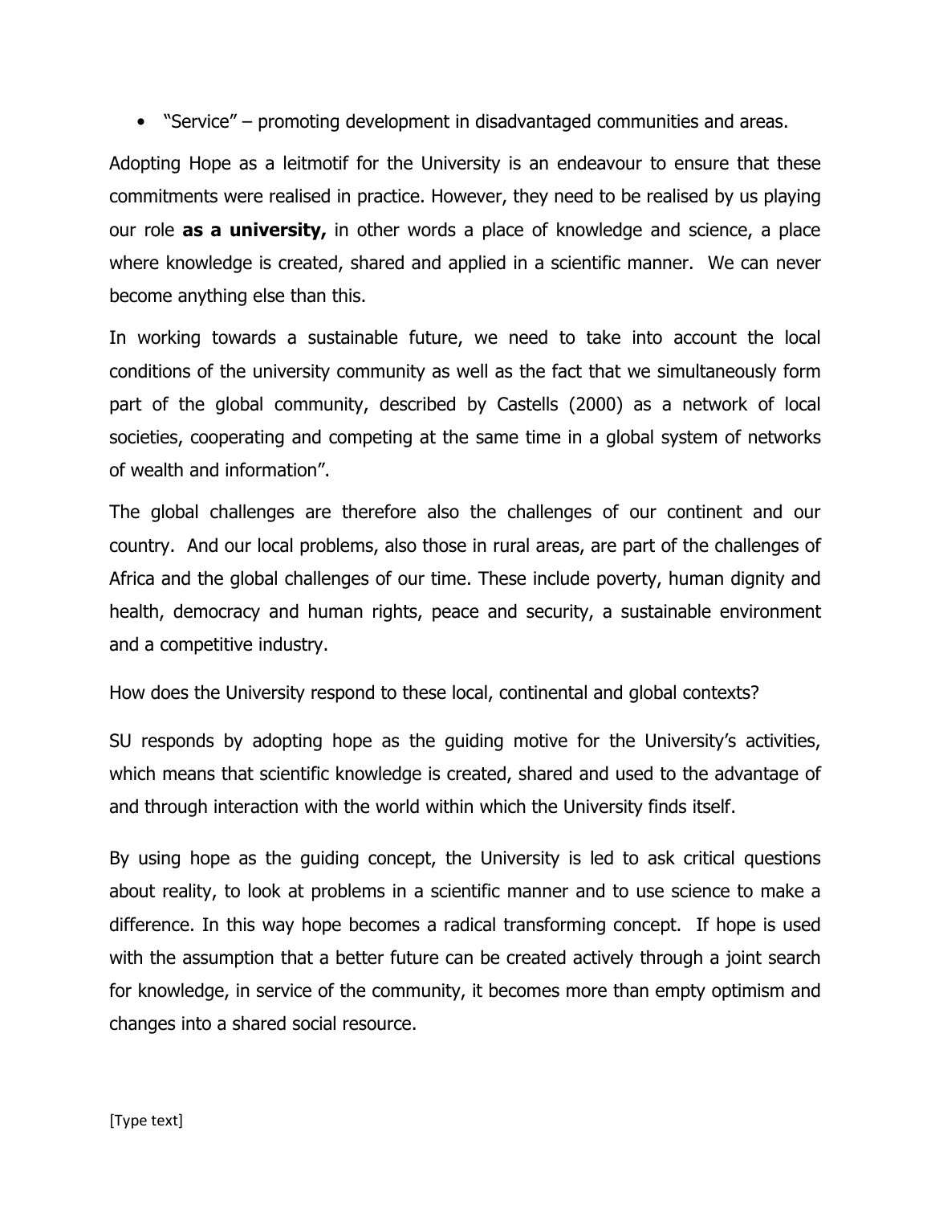- "Service" – promoting development in disadvantaged communities and areas.

Adopting Hope as a leitmotif for the University is an endeavour to ensure that these commitments were realised in practice. However, they need to be realised by us playing our role **as a university,** in other words a place of knowledge and science, a place where knowledge is created, shared and applied in a scientific manner. We can never become anything else than this.

In working towards a sustainable future, we need to take into account the local conditions of the university community as well as the fact that we simultaneously form part of the global community, described by Castells (2000) as a network of local societies, cooperating and competing at the same time in a global system of networks of wealth and information".

The global challenges are therefore also the challenges of our continent and our country. And our local problems, also those in rural areas, are part of the challenges of Africa and the global challenges of our time. These include poverty, human dignity and health, democracy and human rights, peace and security, a sustainable environment and a competitive industry.

How does the University respond to these local, continental and global contexts?

SU responds by adopting hope as the guiding motive for the University's activities, which means that scientific knowledge is created, shared and used to the advantage of and through interaction with the world within which the University finds itself.

By using hope as the guiding concept, the University is led to ask critical questions about reality, to look at problems in a scientific manner and to use science to make a difference. In this way hope becomes a radical transforming concept. If hope is used with the assumption that a better future can be created actively through a joint search for knowledge, in service of the community, it becomes more than empty optimism and changes into a shared social resource.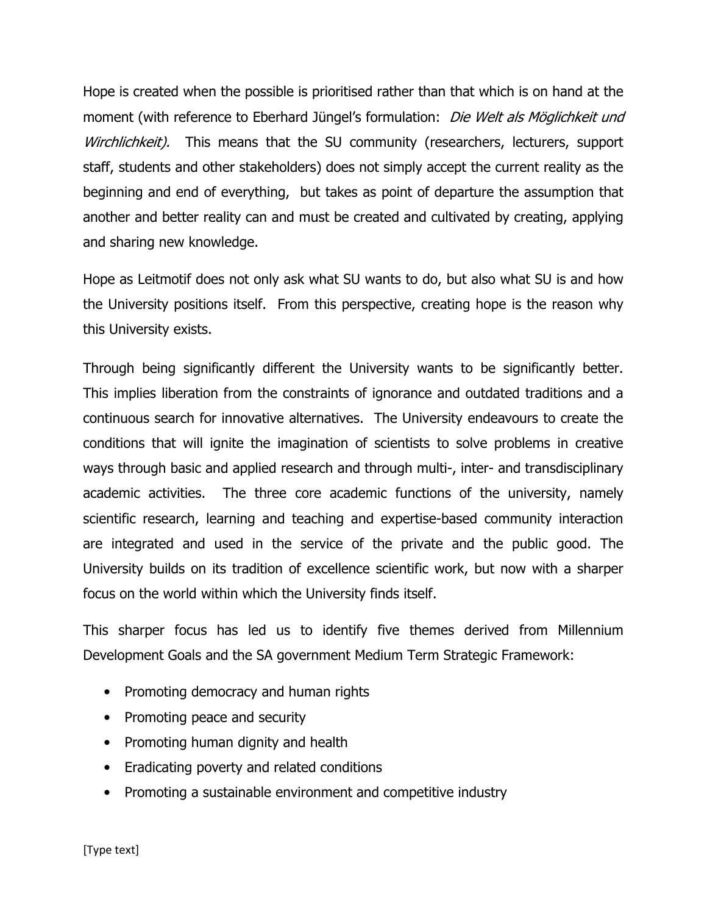Hope is created when the possible is prioritised rather than that which is on hand at the moment (with reference to Eberhard Jüngel's formulation: *Die Welt als Möglichkeit und Wirchlichkeit).* This means that the SU community (researchers, lecturers, support staff, students and other stakeholders) does not simply accept the current reality as the beginning and end of everything, but takes as point of departure the assumption that another and better reality can and must be created and cultivated by creating, applying and sharing new knowledge.

Hope as Leitmotif does not only ask what SU wants to do, but also what SU is and how the University positions itself. From this perspective, creating hope is the reason why this University exists.

Through being significantly different the University wants to be significantly better. This implies liberation from the constraints of ignorance and outdated traditions and a continuous search for innovative alternatives. The University endeavours to create the conditions that will ignite the imagination of scientists to solve problems in creative ways through basic and applied research and through multi-, inter- and transdisciplinary academic activities. The three core academic functions of the university, namely scientific research, learning and teaching and expertise-based community interaction are integrated and used in the service of the private and the public good. The University builds on its tradition of excellence scientific work, but now with a sharper focus on the world within which the University finds itself.

This sharper focus has led us to identify five themes derived from Millennium Development Goals and the SA government Medium Term Strategic Framework:

- Promoting democracy and human rights
- Promoting peace and security
- Promoting human dignity and health
- Eradicating poverty and related conditions
- Promoting a sustainable environment and competitive industry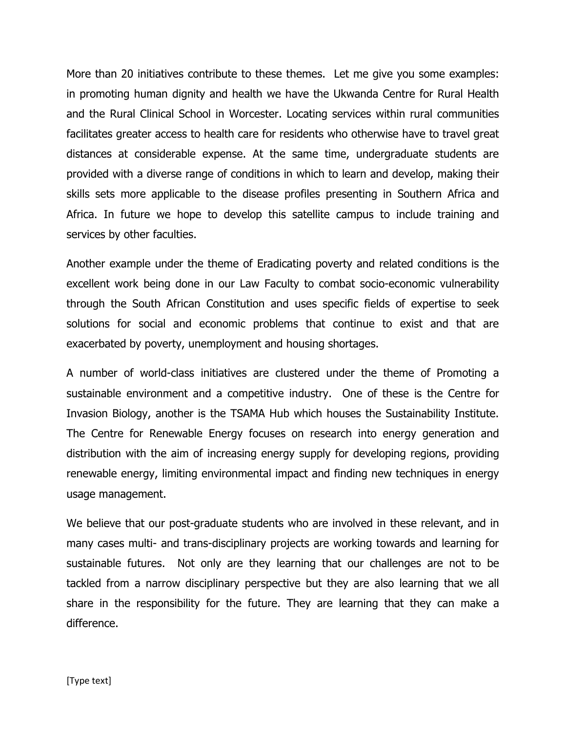More than 20 initiatives contribute to these themes. Let me give you some examples: in promoting human dignity and health we have the Ukwanda Centre for Rural Health and the Rural Clinical School in Worcester. Locating services within rural communities facilitates greater access to health care for residents who otherwise have to travel great distances at considerable expense. At the same time, undergraduate students are provided with a diverse range of conditions in which to learn and develop, making their skills sets more applicable to the disease profiles presenting in Southern Africa and Africa. In future we hope to develop this satellite campus to include training and services by other faculties.

Another example under the theme of Eradicating poverty and related conditions is the excellent work being done in our Law Faculty to combat socio-economic vulnerability through the South African Constitution and uses specific fields of expertise to seek solutions for social and economic problems that continue to exist and that are exacerbated by poverty, unemployment and housing shortages.

A number of world-class initiatives are clustered under the theme of Promoting a sustainable environment and a competitive industry. One of these is the Centre for Invasion Biology, another is the TSAMA Hub which houses the Sustainability Institute. The Centre for Renewable Energy focuses on research into energy generation and distribution with the aim of increasing energy supply for developing regions, providing renewable energy, limiting environmental impact and finding new techniques in energy usage management.

We believe that our post-graduate students who are involved in these relevant, and in many cases multi- and trans-disciplinary projects are working towards and learning for sustainable futures. Not only are they learning that our challenges are not to be tackled from a narrow disciplinary perspective but they are also learning that we all share in the responsibility for the future. They are learning that they can make a difference.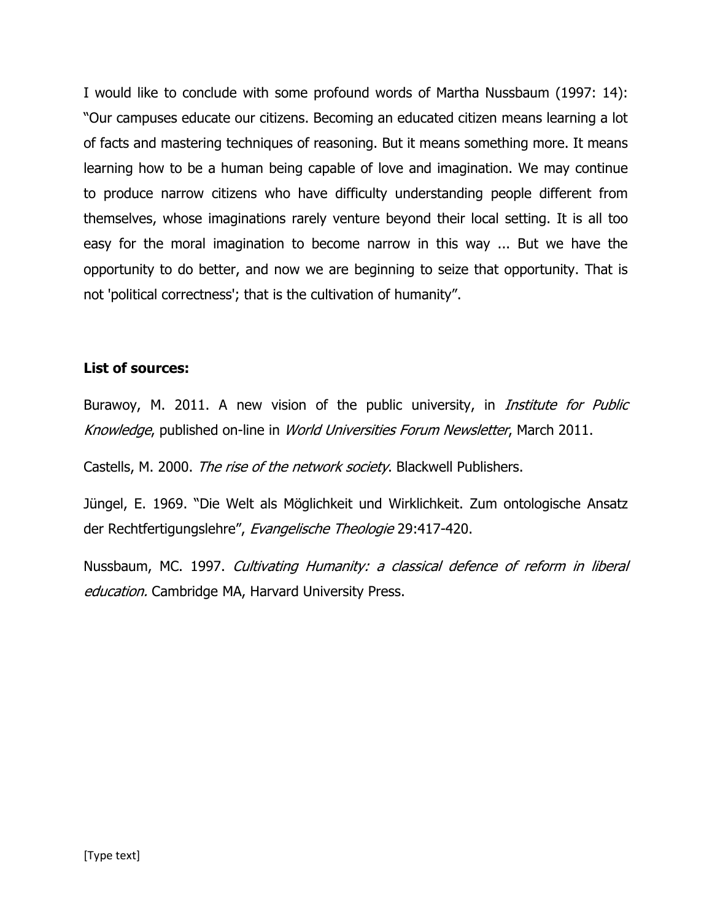I would like to conclude with some profound words of Martha Nussbaum (1997: 14): "Our campuses educate our citizens. Becoming an educated citizen means learning a lot of facts and mastering techniques of reasoning. But it means something more. It means learning how to be a human being capable of love and imagination. We may continue to produce narrow citizens who have difficulty understanding people different from themselves, whose imaginations rarely venture beyond their local setting. It is all too easy for the moral imagination to become narrow in this way ... But we have the opportunity to do better, and now we are beginning to seize that opportunity. That is not 'political correctness'; that is the cultivation of humanity".

**List of sources:**

Burawoy, M. 2011. A new vision of the public university, in *Institute for Public Knowledge*, published on-line in *World Universities Forum Newsletter*, March 2011.

Castells, M. 2000. *The rise of the network society*. Blackwell Publishers.

Jüngel, E. 1969. "Die Welt als Möglichkeit und Wirklichkeit. Zum ontologische Ansatz der Rechtfertigungslehre", *Evangelische Theologie* 29:417-420.

Nussbaum, MC. 1997. *Cultivating Humanity: a classical defence of reform in liberal education.* Cambridge MA, Harvard University Press.